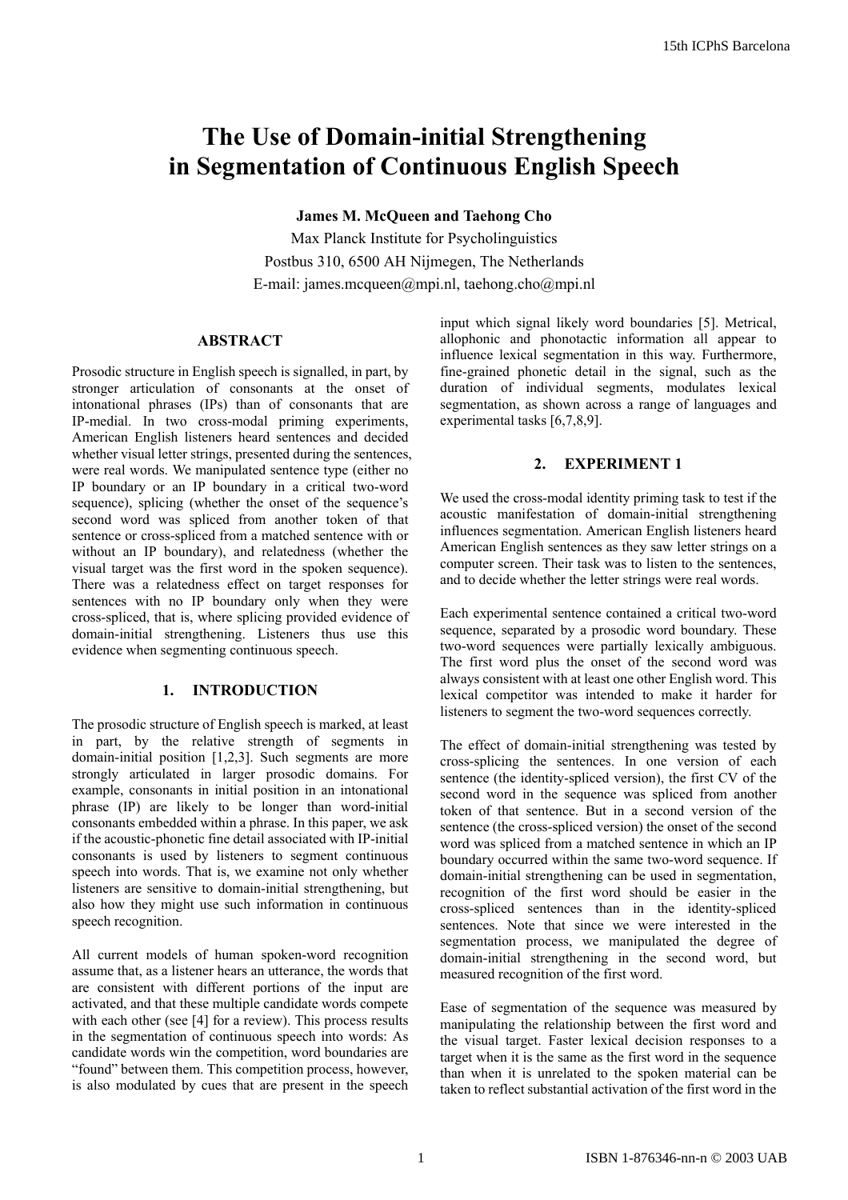# The Use of Domain-initial Strengthening in Segmentation of Continuous English Speech

**James M. McQueen and Taehong Cho**

Max Planck Institute for Psycholinguistics
Postbus 310, 6500 AH Nijmegen, The Netherlands
E-mail: james.mcqueen@mpi.nl, taehong.cho@mpi.nl

## ABSTRACT

Prosodic structure in English speech is signalled, in part, by stronger articulation of consonants at the onset of intonational phrases (IPs) than of consonants that are IP-medial. In two cross-modal priming experiments, American English listeners heard sentences and decided whether visual letter strings, presented during the sentences, were real words. We manipulated sentence type (either no IP boundary or an IP boundary in a critical two-word sequence), splicing (whether the onset of the sequence's second word was spliced from another token of that sentence or cross-spliced from a matched sentence with or without an IP boundary), and relatedness (whether the visual target was the first word in the spoken sequence). There was a relatedness effect on target responses for sentences with no IP boundary only when they were cross-spliced, that is, where splicing provided evidence of domain-initial strengthening. Listeners thus use this evidence when segmenting continuous speech.

## 1. INTRODUCTION

The prosodic structure of English speech is marked, at least in part, by the relative strength of segments in domain-initial position [1,2,3]. Such segments are more strongly articulated in larger prosodic domains. For example, consonants in initial position in an intonational phrase (IP) are likely to be longer than word-initial consonants embedded within a phrase. In this paper, we ask if the acoustic-phonetic fine detail associated with IP-initial consonants is used by listeners to segment continuous speech into words. That is, we examine not only whether listeners are sensitive to domain-initial strengthening, but also how they might use such information in continuous speech recognition.

All current models of human spoken-word recognition assume that, as a listener hears an utterance, the words that are consistent with different portions of the input are activated, and that these multiple candidate words compete with each other (see [4] for a review). This process results in the segmentation of continuous speech into words: As candidate words win the competition, word boundaries are "found" between them. This competition process, however, is also modulated by cues that are present in the speech input which signal likely word boundaries [5]. Metrical, allophonic and phonotactic information all appear to influence lexical segmentation in this way. Furthermore, fine-grained phonetic detail in the signal, such as the duration of individual segments, modulates lexical segmentation, as shown across a range of languages and experimental tasks [6,7,8,9].

## 2. EXPERIMENT 1

We used the cross-modal identity priming task to test if the acoustic manifestation of domain-initial strengthening influences segmentation. American English listeners heard American English sentences as they saw letter strings on a computer screen. Their task was to listen to the sentences, and to decide whether the letter strings were real words.

Each experimental sentence contained a critical two-word sequence, separated by a prosodic word boundary. These two-word sequences were partially lexically ambiguous. The first word plus the onset of the second word was always consistent with at least one other English word. This lexical competitor was intended to make it harder for listeners to segment the two-word sequences correctly.

The effect of domain-initial strengthening was tested by cross-splicing the sentences. In one version of each sentence (the identity-spliced version), the first CV of the second word in the sequence was spliced from another token of that sentence. But in a second version of the sentence (the cross-spliced version) the onset of the second word was spliced from a matched sentence in which an IP boundary occurred within the same two-word sequence. If domain-initial strengthening can be used in segmentation, recognition of the first word should be easier in the cross-spliced sentences than in the identity-spliced sentences. Note that since we were interested in the segmentation process, we manipulated the degree of domain-initial strengthening in the second word, but measured recognition of the first word.

Ease of segmentation of the sequence was measured by manipulating the relationship between the first word and the visual target. Faster lexical decision responses to a target when it is the same as the first word in the sequence than when it is unrelated to the spoken material can be taken to reflect substantial activation of the first word in the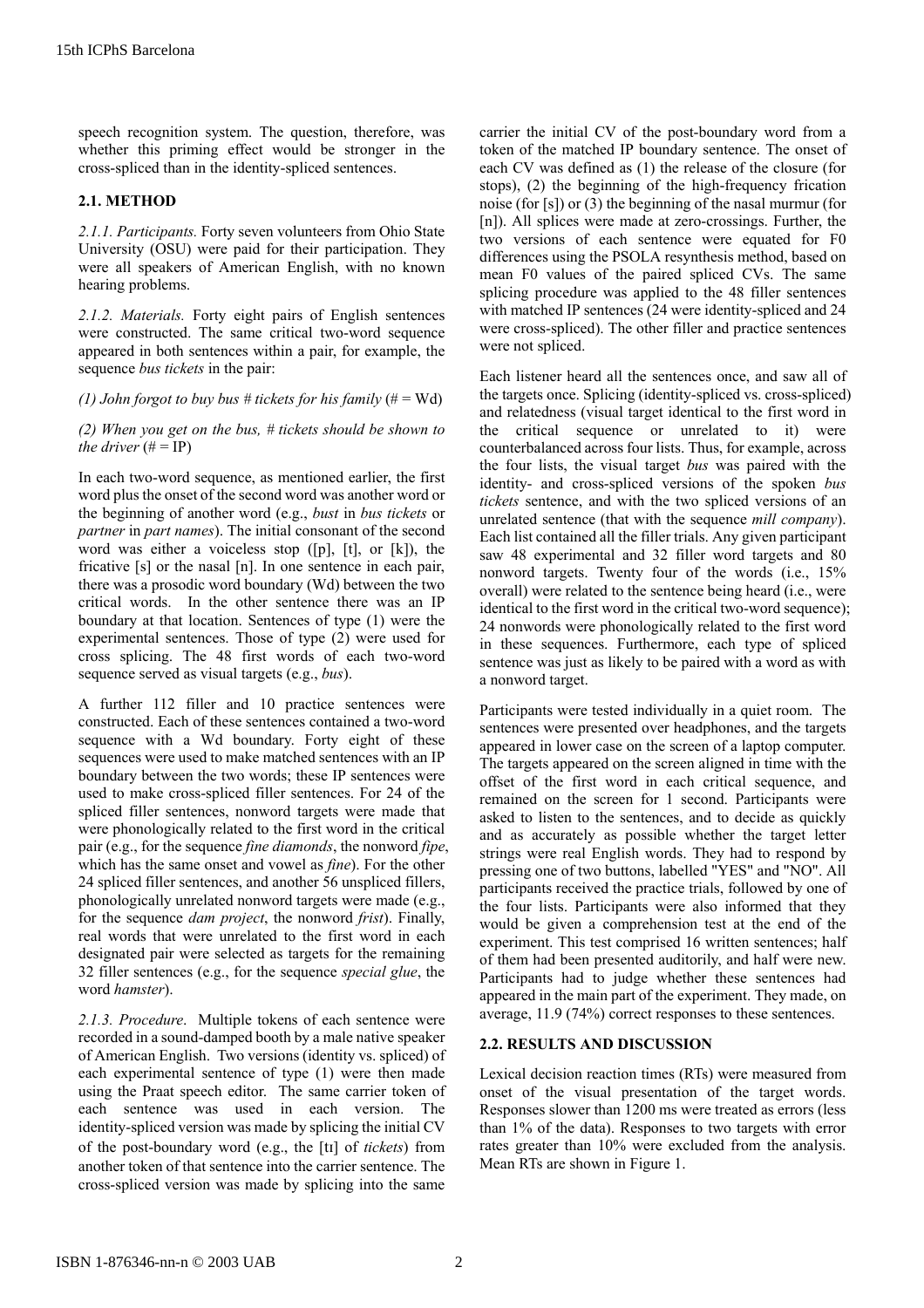speech recognition system. The question, therefore, was whether this priming effect would be stronger in the cross-spliced than in the identity-spliced sentences.

### 2.1. METHOD

*2.1.1. Participants.* Forty seven volunteers from Ohio State University (OSU) were paid for their participation. They were all speakers of American English, with no known hearing problems.

*2.1.2. Materials.* Forty eight pairs of English sentences were constructed. The same critical two-word sequence appeared in both sentences within a pair, for example, the sequence *bus tickets* in the pair:

*(1) John forgot to buy bus # tickets for his family* (# = Wd)

*(2) When you get on the bus, # tickets should be shown to the driver* (# = IP)

In each two-word sequence, as mentioned earlier, the first word plus the onset of the second word was another word or the beginning of another word (e.g., *bust* in *bus tickets* or *partner* in *part names*). The initial consonant of the second word was either a voiceless stop ([p], [t], or [k]), the fricative [s] or the nasal [n]. In one sentence in each pair, there was a prosodic word boundary (Wd) between the two critical words. In the other sentence there was an IP boundary at that location. Sentences of type (1) were the experimental sentences. Those of type (2) were used for cross splicing. The 48 first words of each two-word sequence served as visual targets (e.g., *bus*).

A further 112 filler and 10 practice sentences were constructed. Each of these sentences contained a two-word sequence with a Wd boundary. Forty eight of these sequences were used to make matched sentences with an IP boundary between the two words; these IP sentences were used to make cross-spliced filler sentences. For 24 of the spliced filler sentences, nonword targets were made that were phonologically related to the first word in the critical pair (e.g., for the sequence *fine diamonds*, the nonword *fipe*, which has the same onset and vowel as *fine*). For the other 24 spliced filler sentences, and another 56 unspliced fillers, phonologically unrelated nonword targets were made (e.g., for the sequence *dam project*, the nonword *frist*). Finally, real words that were unrelated to the first word in each designated pair were selected as targets for the remaining 32 filler sentences (e.g., for the sequence *special glue*, the word *hamster*).

*2.1.3. Procedure*. Multiple tokens of each sentence were recorded in a sound-damped booth by a male native speaker of American English. Two versions (identity vs. spliced) of each experimental sentence of type (1) were then made using the Praat speech editor. The same carrier token of each sentence was used in each version. The identity-spliced version was made by splicing the initial CV of the post-boundary word (e.g., the [tɪ] of *tickets*) from another token of that sentence into the carrier sentence. The cross-spliced version was made by splicing into the same carrier the initial CV of the post-boundary word from a token of the matched IP boundary sentence. The onset of each CV was defined as (1) the release of the closure (for stops), (2) the beginning of the high-frequency frication noise (for [s]) or (3) the beginning of the nasal murmur (for [n]). All splices were made at zero-crossings. Further, the two versions of each sentence were equated for F0 differences using the PSOLA resynthesis method, based on mean F0 values of the paired spliced CVs. The same splicing procedure was applied to the 48 filler sentences with matched IP sentences (24 were identity-spliced and 24 were cross-spliced). The other filler and practice sentences were not spliced.

Each listener heard all the sentences once, and saw all of the targets once. Splicing (identity-spliced vs. cross-spliced) and relatedness (visual target identical to the first word in the critical sequence or unrelated to it) were counterbalanced across four lists. Thus, for example, across the four lists, the visual target *bus* was paired with the identity- and cross-spliced versions of the spoken *bus tickets* sentence, and with the two spliced versions of an unrelated sentence (that with the sequence *mill company*). Each list contained all the filler trials. Any given participant saw 48 experimental and 32 filler word targets and 80 nonword targets. Twenty four of the words (i.e., 15% overall) were related to the sentence being heard (i.e., were identical to the first word in the critical two-word sequence); 24 nonwords were phonologically related to the first word in these sequences. Furthermore, each type of spliced sentence was just as likely to be paired with a word as with a nonword target.

Participants were tested individually in a quiet room. The sentences were presented over headphones, and the targets appeared in lower case on the screen of a laptop computer. The targets appeared on the screen aligned in time with the offset of the first word in each critical sequence, and remained on the screen for 1 second. Participants were asked to listen to the sentences, and to decide as quickly and as accurately as possible whether the target letter strings were real English words. They had to respond by pressing one of two buttons, labelled "YES" and "NO". All participants received the practice trials, followed by one of the four lists. Participants were also informed that they would be given a comprehension test at the end of the experiment. This test comprised 16 written sentences; half of them had been presented auditorily, and half were new. Participants had to judge whether these sentences had appeared in the main part of the experiment. They made, on average, 11.9 (74%) correct responses to these sentences.

### 2.2. RESULTS AND DISCUSSION

Lexical decision reaction times (RTs) were measured from onset of the visual presentation of the target words. Responses slower than 1200 ms were treated as errors (less than 1% of the data). Responses to two targets with error rates greater than 10% were excluded from the analysis. Mean RTs are shown in Figure 1.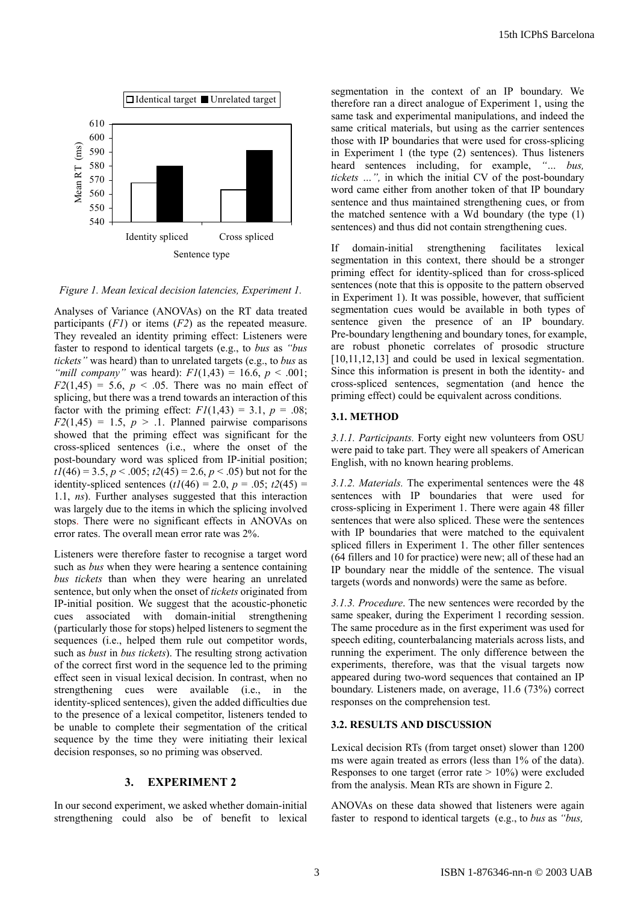*Figure 1. Mean lexical decision latencies, Experiment 1.*

Analyses of Variance (ANOVAs) on the RT data treated participants (*F1*) or items (*F2*) as the repeated measure. They revealed an identity priming effect: Listeners were faster to respond to identical targets (e.g., to *bus* as *"bus tickets"* was heard) than to unrelated targets (e.g., to *bus* as *"mill company"* was heard): $F1(1,43) = 16.6$, $p < .001$; $F2(1,45) = 5.6$, $p < .05$. There was no main effect of splicing, but there was a trend towards an interaction of this factor with the priming effect: $F1(1,43) = 3.1$, $p = .08$; $F2(1,45) = 1.5$, $p > .1$. Planned pairwise comparisons showed that the priming effect was significant for the cross-spliced sentences (i.e., where the onset of the post-boundary word was spliced from IP-initial position; $t1(46) = 3.5$, $p < .005$; $t2(45) = 2.6$, $p < .05$) but not for the identity-spliced sentences ($t1(46) = 2.0$, $p = .05$; $t2(45) = 1.1$, *ns*). Further analyses suggested that this interaction was largely due to the items in which the splicing involved stops. There were no significant effects in ANOVAs on error rates. The overall mean error rate was 2%.

Listeners were therefore faster to recognise a target word such as *bus* when they were hearing a sentence containing *bus tickets* than when they were hearing an unrelated sentence, but only when the onset of *tickets* originated from IP-initial position. We suggest that the acoustic-phonetic cues associated with domain-initial strengthening (particularly those for stops) helped listeners to segment the sequences (i.e., helped them rule out competitor words, such as *bust* in *bus tickets*). The resulting strong activation of the correct first word in the sequence led to the priming effect seen in visual lexical decision. In contrast, when no strengthening cues were available (i.e., in the identity-spliced sentences), given the added difficulties due to the presence of a lexical competitor, listeners tended to be unable to complete their segmentation of the critical sequence by the time they were initiating their lexical decision responses, so no priming was observed.

## 3. EXPERIMENT 2

In our second experiment, we asked whether domain-initial strengthening could also be of benefit to lexical segmentation in the context of an IP boundary. We therefore ran a direct analogue of Experiment 1, using the same task and experimental manipulations, and indeed the same critical materials, but using as the carrier sentences those with IP boundaries that were used for cross-splicing in Experiment 1 (the type (2) sentences). Thus listeners heard sentences including, for example, *"… bus, tickets …",* in which the initial CV of the post-boundary word came either from another token of that IP boundary sentence and thus maintained strengthening cues, or from the matched sentence with a Wd boundary (the type (1) sentences) and thus did not contain strengthening cues.

If domain-initial strengthening facilitates lexical segmentation in this context, there should be a stronger priming effect for identity-spliced than for cross-spliced sentences (note that this is opposite to the pattern observed in Experiment 1). It was possible, however, that sufficient segmentation cues would be available in both types of sentence given the presence of an IP boundary. Pre-boundary lengthening and boundary tones, for example, are robust phonetic correlates of prosodic structure [10,11,12,13] and could be used in lexical segmentation. Since this information is present in both the identity- and cross-spliced sentences, segmentation (and hence the priming effect) could be equivalent across conditions.

### 3.1. METHOD

*3.1.1. Participants.* Forty eight new volunteers from OSU were paid to take part. They were all speakers of American English, with no known hearing problems.

*3.1.2. Materials.* The experimental sentences were the 48 sentences with IP boundaries that were used for cross-splicing in Experiment 1. There were again 48 filler sentences that were also spliced. These were the sentences with IP boundaries that were matched to the equivalent spliced fillers in Experiment 1. The other filler sentences (64 fillers and 10 for practice) were new; all of these had an IP boundary near the middle of the sentence. The visual targets (words and nonwords) were the same as before.

*3.1.3. Procedure*. The new sentences were recorded by the same speaker, during the Experiment 1 recording session. The same procedure as in the first experiment was used for speech editing, counterbalancing materials across lists, and running the experiment. The only difference between the experiments, therefore, was that the visual targets now appeared during two-word sequences that contained an IP boundary. Listeners made, on average, 11.6 (73%) correct responses on the comprehension test.

### 3.2. RESULTS AND DISCUSSION

Lexical decision RTs (from target onset) slower than 1200 ms were again treated as errors (less than 1% of the data). Responses to one target (error rate > 10%) were excluded from the analysis. Mean RTs are shown in Figure 2.

ANOVAs on these data showed that listeners were again faster to respond to identical targets (e.g., to *bus* as *"bus,*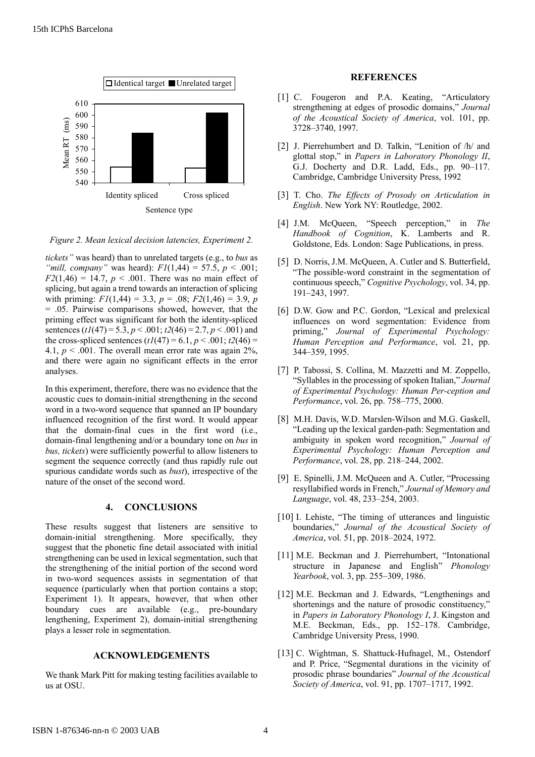□ Identical target ■ Unrelated target

610
600
590
580
570
560
550
540

Mean RT (ms)

Identity spliced
Cross spliced

Sentence type

*Figure 2. Mean lexical decision latencies, Experiment 2.*

*tickets"* was heard) than to unrelated targets (e.g., to *bus* as *"mill, company"* was heard): $F1(1,44) = 57.5$, $p < .001$; $F2(1,46) = 14.7$, $p < .001$. There was no main effect of splicing, but again a trend towards an interaction of splicing with priming: $F1(1,44) = 3.3$, $p = .08$; $F2(1,46) = 3.9$, $p = .05$. Pairwise comparisons showed, however, that the priming effect was significant for both the identity-spliced sentences ($t1(47) = 5.3$, $p < .001$; $t2(46) = 2.7$, $p < .001$) and the cross-spliced sentences ($t1(47) = 6.1$, $p < .001$; $t2(46) = 4.1$, $p < .001$. The overall mean error rate was again 2%, and there were again no significant effects in the error analyses.

In this experiment, therefore, there was no evidence that the acoustic cues to domain-initial strengthening in the second word in a two-word sequence that spanned an IP boundary influenced recognition of the first word. It would appear that the domain-final cues in the first word (i.e., domain-final lengthening and/or a boundary tone on *bus* in *bus, tickets*) were sufficiently powerful to allow listeners to segment the sequence correctly (and thus rapidly rule out spurious candidate words such as *bust*), irrespective of the nature of the onset of the second word.

## 4. CONCLUSIONS

These results suggest that listeners are sensitive to domain-initial strengthening. More specifically, they suggest that the phonetic fine detail associated with initial strengthening can be used in lexical segmentation, such that the strengthening of the initial portion of the second word in two-word sequences assists in segmentation of that sequence (particularly when that portion contains a stop; Experiment 1). It appears, however, that when other boundary cues are available (e.g., pre-boundary lengthening, Experiment 2), domain-initial strengthening plays a lesser role in segmentation.

## ACKNOWLEDGEMENTS

We thank Mark Pitt for making testing facilities available to us at OSU.

## REFERENCES

[1] C. Fougeron and P.A. Keating, "Articulatory strengthening at edges of prosodic domains," *Journal of the Acoustical Society of America*, vol. 101, pp. 3728–3740, 1997.

[2] J. Pierrehumbert and D. Talkin, "Lenition of /h/ and glottal stop," in *Papers in Laboratory Phonology II*, G.J. Docherty and D.R. Ladd, Eds., pp. 90–117. Cambridge, Cambridge University Press, 1992

[3] T. Cho. *The Effects of Prosody on Articulation in English*. New York NY: Routledge, 2002.

[4] J.M. McQueen, "Speech perception," in *The Handbook of Cognition*, K. Lamberts and R. Goldstone, Eds. London: Sage Publications, in press.

[5] D. Norris, J.M. McQueen, A. Cutler and S. Butterfield, "The possible-word constraint in the segmentation of continuous speech," *Cognitive Psychology*, vol. 34, pp. 191–243, 1997.

[6] D.W. Gow and P.C. Gordon, "Lexical and prelexical influences on word segmentation: Evidence from priming," *Journal of Experimental Psychology: Human Perception and Performance*, vol. 21, pp. 344–359, 1995.

[7] P. Tabossi, S. Collina, M. Mazzetti and M. Zoppello, "Syllables in the processing of spoken Italian," *Journal of Experimental Psychology: Human Per-ception and Performance*, vol. 26, pp. 758–775, 2000.

[8] M.H. Davis, W.D. Marslen-Wilson and M.G. Gaskell, "Leading up the lexical garden-path: Segmentation and ambiguity in spoken word recognition," *Journal of Experimental Psychology: Human Perception and Performance*, vol. 28, pp. 218–244, 2002.

[9] E. Spinelli, J.M. McQueen and A. Cutler, "Processing resyllabified words in French," *Journal of Memory and Language*, vol. 48, 233–254, 2003.

[10] I. Lehiste, "The timing of utterances and linguistic boundaries," *Journal of the Acoustical Society of America*, vol. 51, pp. 2018–2024, 1972.

[11] M.E. Beckman and J. Pierrehumbert, "Intonational structure in Japanese and English" *Phonology Yearbook*, vol. 3, pp. 255–309, 1986.

[12] M.E. Beckman and J. Edwards, "Lengthenings and shortenings and the nature of prosodic constituency," in *Papers in Laboratory Phonology I*, J. Kingston and M.E. Beckman, Eds., pp. 152–178. Cambridge, Cambridge University Press, 1990.

[13] C. Wightman, S. Shattuck-Hufnagel, M., Ostendorf and P. Price, "Segmental durations in the vicinity of prosodic phrase boundaries" *Journal of the Acoustical Society of America*, vol. 91, pp. 1707–1717, 1992.